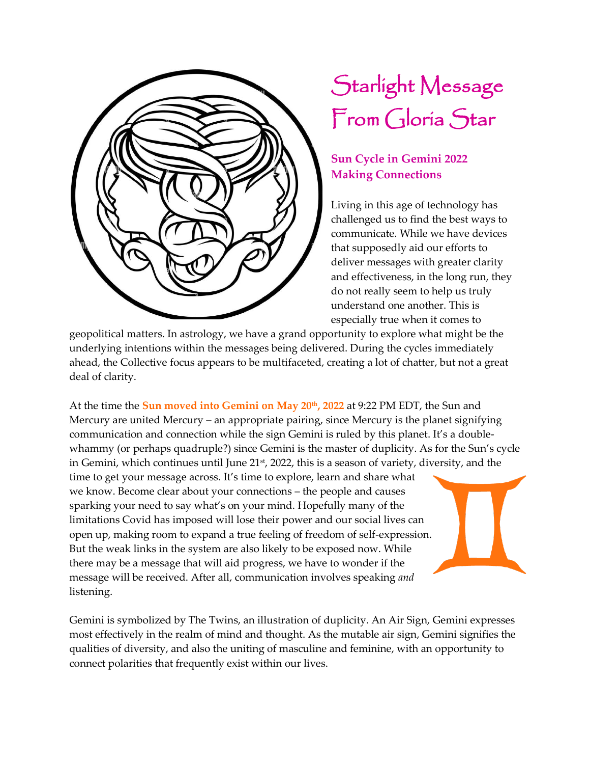# Starlight Message From Gloria Star

## Sun Cycle in Gemini 2022
## Making Connections

Living in this age of technology has challenged us to find the best ways to communicate. While we have devices that supposedly aid our efforts to deliver messages with greater clarity and effectiveness, in the long run, they do not really seem to help us truly understand one another. This is especially true when it comes to geopolitical matters. In astrology, we have a grand opportunity to explore what might be the underlying intentions within the messages being delivered. During the cycles immediately ahead, the Collective focus appears to be multifaceted, creating a lot of chatter, but not a great deal of clarity.

At the time the **Sun moved into Gemini on May 20th, 2022** at 9:22 PM EDT, the Sun and Mercury are united Mercury – an appropriate pairing, since Mercury is the planet signifying communication and connection while the sign Gemini is ruled by this planet. It's a double-whammy (or perhaps quadruple?) since Gemini is the master of duplicity. As for the Sun's cycle in Gemini, which continues until June 21st, 2022, this is a season of variety, diversity, and the time to get your message across. It's time to explore, learn and share what we know. Become clear about your connections – the people and causes sparking your need to say what's on your mind. Hopefully many of the limitations Covid has imposed will lose their power and our social lives can open up, making room to expand a true feeling of freedom of self-expression. But the weak links in the system are also likely to be exposed now. While there may be a message that will aid progress, we have to wonder if the message will be received. After all, communication involves speaking *and* listening.

Gemini is symbolized by The Twins, an illustration of duplicity. An Air Sign, Gemini expresses most effectively in the realm of mind and thought. As the mutable air sign, Gemini signifies the qualities of diversity, and also the uniting of masculine and feminine, with an opportunity to connect polarities that frequently exist within our lives.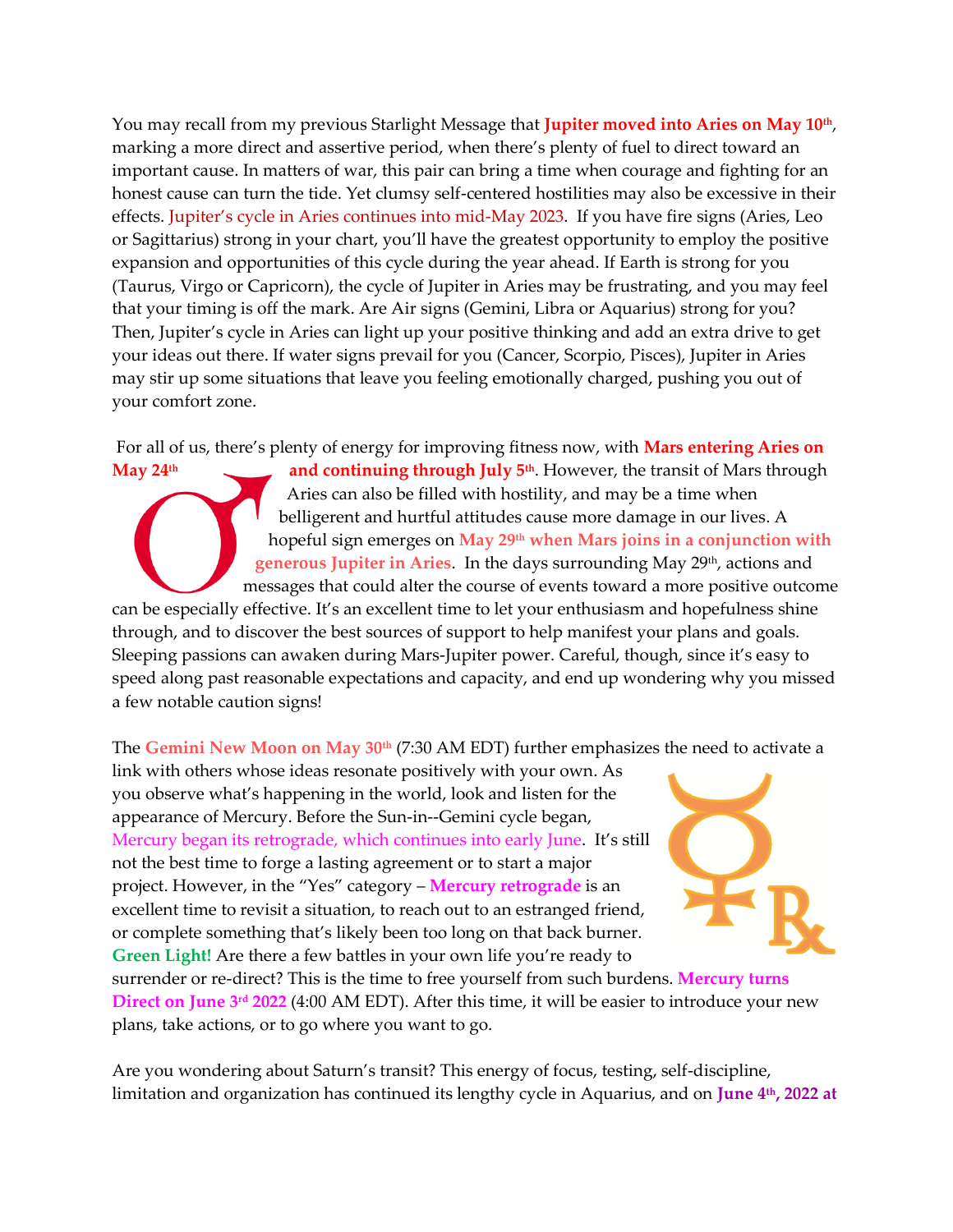You may recall from my previous Starlight Message that **Jupiter moved into Aries on May 10th**, marking a more direct and assertive period, when there's plenty of fuel to direct toward an important cause. In matters of war, this pair can bring a time when courage and fighting for an honest cause can turn the tide. Yet clumsy self-centered hostilities may also be excessive in their effects. Jupiter's cycle in Aries continues into mid-May 2023. If you have fire signs (Aries, Leo or Sagittarius) strong in your chart, you'll have the greatest opportunity to employ the positive expansion and opportunities of this cycle during the year ahead. If Earth is strong for you (Taurus, Virgo or Capricorn), the cycle of Jupiter in Aries may be frustrating, and you may feel that your timing is off the mark. Are Air signs (Gemini, Libra or Aquarius) strong for you? Then, Jupiter's cycle in Aries can light up your positive thinking and add an extra drive to get your ideas out there. If water signs prevail for you (Cancer, Scorpio, Pisces), Jupiter in Aries may stir up some situations that leave you feeling emotionally charged, pushing you out of your comfort zone.

For all of us, there's plenty of energy for improving fitness now, with **Mars entering Aries on May 24th and continuing through July 5th**. However, the transit of Mars through Aries can also be filled with hostility, and may be a time when belligerent and hurtful attitudes cause more damage in our lives. A hopeful sign emerges on **May 29th when Mars joins in a conjunction with generous Jupiter in Aries**. In the days surrounding May 29th, actions and messages that could alter the course of events toward a more positive outcome can be especially effective. It's an excellent time to let your enthusiasm and hopefulness shine through, and to discover the best sources of support to help manifest your plans and goals. Sleeping passions can awaken during Mars-Jupiter power. Careful, though, since it's easy to speed along past reasonable expectations and capacity, and end up wondering why you missed a few notable caution signs!

The **Gemini New Moon on May 30th** (7:30 AM EDT) further emphasizes the need to activate a link with others whose ideas resonate positively with your own. As you observe what's happening in the world, look and listen for the appearance of Mercury. Before the Sun-in--Gemini cycle began, Mercury began its retrograde, which continues into early June. It's still not the best time to forge a lasting agreement or to start a major project. However, in the "Yes" category – **Mercury retrograde** is an excellent time to revisit a situation, to reach out to an estranged friend, or complete something that's likely been too long on that back burner. **Green Light!** Are there a few battles in your own life you're ready to surrender or re-direct? This is the time to free yourself from such burdens. **Mercury turns Direct on June 3rd 2022** (4:00 AM EDT). After this time, it will be easier to introduce your new plans, take actions, or to go where you want to go.

Are you wondering about Saturn's transit? This energy of focus, testing, self-discipline, limitation and organization has continued its lengthy cycle in Aquarius, and on **June 4th, 2022 at**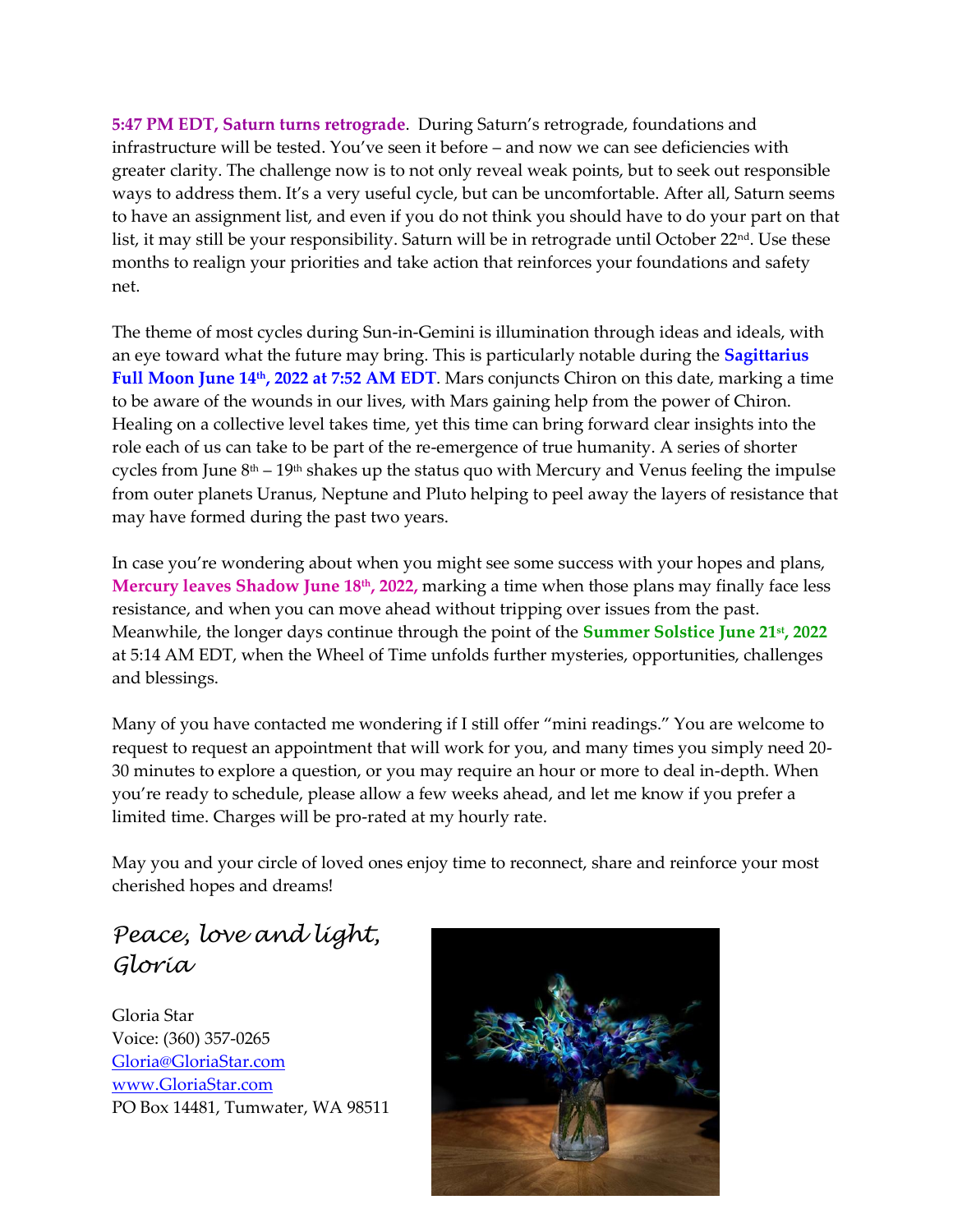**5:47 PM EDT, Saturn turns retrograde**. During Saturn's retrograde, foundations and infrastructure will be tested. You've seen it before – and now we can see deficiencies with greater clarity. The challenge now is to not only reveal weak points, but to seek out responsible ways to address them. It's a very useful cycle, but can be uncomfortable. After all, Saturn seems to have an assignment list, and even if you do not think you should have to do your part on that list, it may still be your responsibility. Saturn will be in retrograde until October 22nd. Use these months to realign your priorities and take action that reinforces your foundations and safety net.

The theme of most cycles during Sun-in-Gemini is illumination through ideas and ideals, with an eye toward what the future may bring. This is particularly notable during the **Sagittarius Full Moon June 14th, 2022 at 7:52 AM EDT**. Mars conjuncts Chiron on this date, marking a time to be aware of the wounds in our lives, with Mars gaining help from the power of Chiron. Healing on a collective level takes time, yet this time can bring forward clear insights into the role each of us can take to be part of the re-emergence of true humanity. A series of shorter cycles from June 8th – 19th shakes up the status quo with Mercury and Venus feeling the impulse from outer planets Uranus, Neptune and Pluto helping to peel away the layers of resistance that may have formed during the past two years.

In case you're wondering about when you might see some success with your hopes and plans, **Mercury leaves Shadow June 18th, 2022,** marking a time when those plans may finally face less resistance, and when you can move ahead without tripping over issues from the past. Meanwhile, the longer days continue through the point of the **Summer Solstice June 21st, 2022** at 5:14 AM EDT, when the Wheel of Time unfolds further mysteries, opportunities, challenges and blessings.

Many of you have contacted me wondering if I still offer "mini readings." You are welcome to request to request an appointment that will work for you, and many times you simply need 20-30 minutes to explore a question, or you may require an hour or more to deal in-depth. When you're ready to schedule, please allow a few weeks ahead, and let me know if you prefer a limited time. Charges will be pro-rated at my hourly rate.

May you and your circle of loved ones enjoy time to reconnect, share and reinforce your most cherished hopes and dreams!

*Peace, love and light,*
*Gloria*

Gloria Star
Voice: (360) 357-0265
[Gloria@GloriaStar.com](mailto:Gloria@GloriaStar.com)
[www.GloriaStar.com](http://www.GloriaStar.com)
PO Box 14481, Tumwater, WA 98511